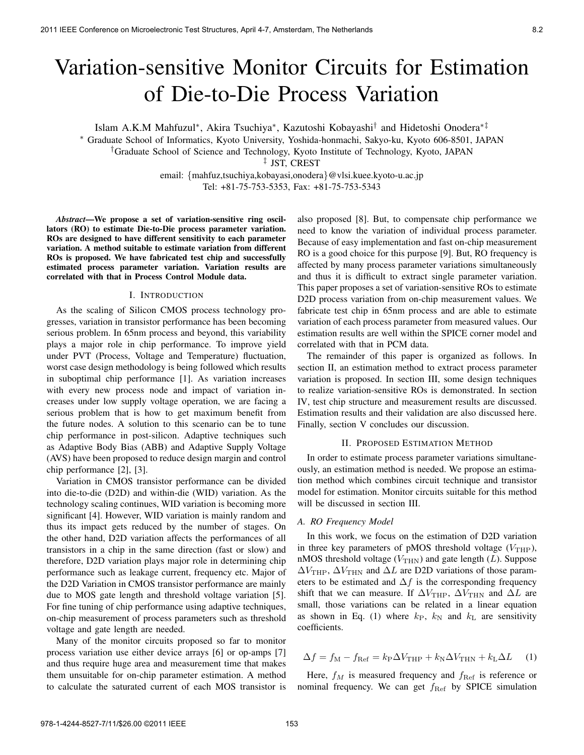# Variation-sensitive Monitor Circuits for Estimation of Die-to-Die Process Variation

Islam A.K.M Mahfuzul*, Akira Tsuchiya*, Kazutoshi Kobayashi† and Hidetoshi Onodera*‡

* Graduate School of Informatics, Kyoto University, Yoshida-honmachi, Sakyo-ku, Kyoto 606-8501, JAPAN

†Graduate School of Science and Technology, Kyoto Institute of Technology, Kyoto, JAPAN

‡ JST, CREST

email: {mahfuz,tsuchiya,kobayasi,onodera}@vlsi.kuee.kyoto-u.ac.jp

Tel: +81-75-753-5353, Fax: +81-75-753-5343

***Abstract*—We propose a set of variation-sensitive ring oscillators (RO) to estimate Die-to-Die process parameter variation. ROs are designed to have different sensitivity to each parameter variation. A method suitable to estimate variation from different ROs is proposed. We have fabricated test chip and successfully estimated process parameter variation. Variation results are correlated with that in Process Control Module data.**

## I. Introduction

As the scaling of Silicon CMOS process technology progresses, variation in transistor performance has been becoming serious problem. In 65nm process and beyond, this variability plays a major role in chip performance. To improve yield under PVT (Process, Voltage and Temperature) fluctuation, worst case design methodology is being followed which results in suboptimal chip performance [1]. As variation increases with every new process node and impact of variation increases under low supply voltage operation, we are facing a serious problem that is how to get maximum benefit from the future nodes. A solution to this scenario can be to tune chip performance in post-silicon. Adaptive techniques such as Adaptive Body Bias (ABB) and Adaptive Supply Voltage (AVS) have been proposed to reduce design margin and control chip performance [2], [3].

Variation in CMOS transistor performance can be divided into die-to-die (D2D) and within-die (WID) variation. As the technology scaling continues, WID variation is becoming more significant [4]. However, WID variation is mainly random and thus its impact gets reduced by the number of stages. On the other hand, D2D variation affects the performances of all transistors in a chip in the same direction (fast or slow) and therefore, D2D variation plays major role in determining chip performance such as leakage current, frequency etc. Major of the D2D Variation in CMOS transistor performance are mainly due to MOS gate length and threshold voltage variation [5]. For fine tuning of chip performance using adaptive techniques, on-chip measurement of process parameters such as threshold voltage and gate length are needed.

Many of the monitor circuits proposed so far to monitor process variation use either device arrays [6] or op-amps [7] and thus require huge area and measurement time that makes them unsuitable for on-chip parameter estimation. A method to calculate the saturated current of each MOS transistor is also proposed [8]. But, to compensate chip performance we need to know the variation of individual process parameter. Because of easy implementation and fast on-chip measurement RO is a good choice for this purpose [9]. But, RO frequency is affected by many process parameter variations simultaneously and thus it is difficult to extract single parameter variation. This paper proposes a set of variation-sensitive ROs to estimate D2D process variation from on-chip measurement values. We fabricate test chip in 65nm process and are able to estimate variation of each process parameter from measured values. Our estimation results are well within the SPICE corner model and correlated with that in PCM data.

The remainder of this paper is organized as follows. In section II, an estimation method to extract process parameter variation is proposed. In section III, some design techniques to realize variation-sensitive ROs is demonstrated. In section IV, test chip structure and measurement results are discussed. Estimation results and their validation are also discussed here. Finally, section V concludes our discussion.

## II. Proposed Estimation Method

In order to estimate process parameter variations simultaneously, an estimation method is needed. We propose an estimation method which combines circuit technique and transistor model for estimation. Monitor circuits suitable for this method will be discussed in section III.

### *A. RO Frequency Model*

In this work, we focus on the estimation of D2D variation in three key parameters of pMOS threshold voltage ($V_{\rm THP}$), nMOS threshold voltage ($V_{\rm THN}$) and gate length ($L$). Suppose $\Delta V_{\rm THP}$, $\Delta V_{\rm THN}$ and $\Delta L$ are D2D variations of those parameters to be estimated and $\Delta f$ is the corresponding frequency shift that we can measure. If $\Delta V_{\rm THP}$, $\Delta V_{\rm THN}$ and $\Delta L$ are small, those variations can be related in a linear equation as shown in Eq. (1) where $k_{\rm P}$, $k_{\rm N}$ and $k_{\rm L}$ are sensitivity coefficients.

$$\Delta f = f_{\rm M} - f_{\rm Ref} = k_{\rm P}\Delta V_{\rm THP} + k_{\rm N}\Delta V_{\rm THN} + k_{\rm L}\Delta L \quad (1)$$

Here, $f_M$ is measured frequency and $f_{\rm Ref}$ is reference or nominal frequency. We can get $f_{\rm Ref}$ by SPICE simulation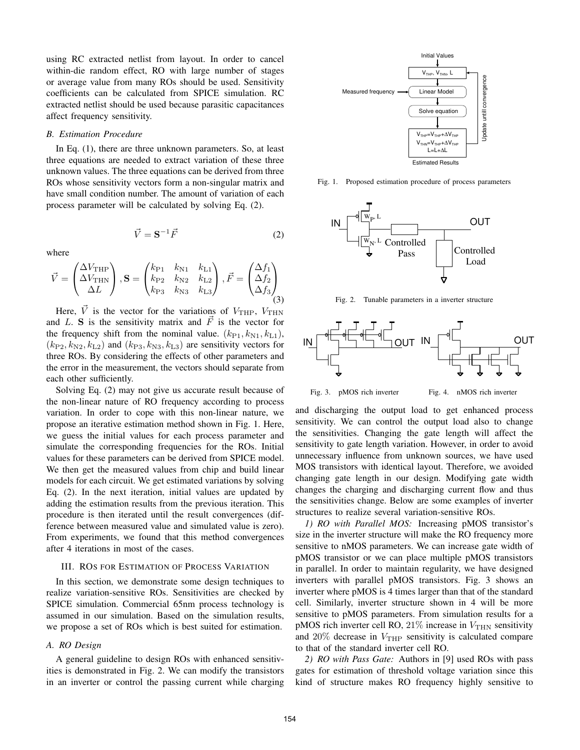using RC extracted netlist from layout. In order to cancel within-die random effect, RO with large number of stages or average value from many ROs should be used. Sensitivity coefficients can be calculated from SPICE simulation. RC extracted netlist should be used because parasitic capacitances affect frequency sensitivity.

### *B. Estimation Procedure*

In Eq. (1), there are three unknown parameters. So, at least three equations are needed to extract variation of these three unknown values. The three equations can be derived from three ROs whose sensitivity vectors form a non-singular matrix and have small condition number. The amount of variation of each process parameter will be calculated by solving Eq. (2).

$$\vec{V} = \mathbf{S}^{-1}\vec{F} \tag{2}$$

where

$$\vec{V} = \begin{pmatrix} \Delta V_{\mathrm{THP}} \\ \Delta V_{\mathrm{THN}} \\ \Delta L \end{pmatrix}, \mathbf{S} = \begin{pmatrix} k_{\mathrm{P1}} & k_{\mathrm{N1}} & k_{\mathrm{L1}} \\ k_{\mathrm{P2}} & k_{\mathrm{N2}} & k_{\mathrm{L2}} \\ k_{\mathrm{P3}} & k_{\mathrm{N3}} & k_{\mathrm{L3}} \end{pmatrix}, \vec{F} = \begin{pmatrix} \Delta f_1 \\ \Delta f_2 \\ \Delta f_3 \end{pmatrix} \tag{3}$$

Here, $\vec{V}$ is the vector for the variations of $V_{\mathrm{THP}}$, $V_{\mathrm{THN}}$ and $L$. $\mathbf{S}$ is the sensitivity matrix and $\vec{F}$ is the vector for the frequency shift from the nominal value. $(k_{\mathrm{P1}}, k_{\mathrm{N1}}, k_{\mathrm{L1}})$, $(k_{\mathrm{P2}}, k_{\mathrm{N2}}, k_{\mathrm{L2}})$ and $(k_{\mathrm{P3}}, k_{\mathrm{N3}}, k_{\mathrm{L3}})$ are sensitivity vectors for three ROs. By considering the effects of other parameters and the error in the measurement, the vectors should separate from each other sufficiently.

Solving Eq. (2) may not give us accurate result because of the non-linear nature of RO frequency according to process variation. In order to cope with this non-linear nature, we propose an iterative estimation method shown in Fig. 1. Here, we guess the initial values for each process parameter and simulate the corresponding frequencies for the ROs. Initial values for these parameters can be derived from SPICE model. We then get the measured values from chip and build linear models for each circuit. We get estimated variations by solving Eq. (2). In the next iteration, initial values are updated by adding the estimation results from the previous iteration. This procedure is then iterated until the result convergences (difference between measured value and simulated value is zero). From experiments, we found that this method convergences after 4 iterations in most of the cases.

## III. ROs for Estimation of Process Variation

In this section, we demonstrate some design techniques to realize variation-sensitive ROs. Sensitivities are checked by SPICE simulation. Commercial 65nm process technology is assumed in our simulation. Based on the simulation results, we propose a set of ROs which is best suited for estimation.

### *A. RO Design*

A general guideline to design ROs with enhanced sensitivities is demonstrated in Fig. 2. We can modify the transistors in an inverter or control the passing current while charging and discharging the output load to get enhanced process sensitivity. We can control the output load also to change the sensitivities. Changing the gate length will affect the sensitivity to gate length variation. However, in order to avoid unnecessary influence from unknown sources, we have used MOS transistors with identical layout. Therefore, we avoided changing gate length in our design. Modifying gate width changes the charging and discharging current flow and thus the sensitivities change. Below are some examples of inverter structures to realize several variation-sensitive ROs.

Initial Values
$V_{THP}$, $V_{THN}$, L
Measured frequency
Linear Model
Solve equation
$V_{THP}=V_{THP}+\Delta V_{THP}$
$V_{THN}=V_{THP}+\Delta V_{THP}$
$L=L+\Delta L$
Estimated Results
Update untill convergence

Fig. 1. Proposed estimation procedure of process parameters

IN
$W_P$, L
$W_N$, L
Controlled Pass
OUT
Controlled Load

Fig. 2. Tunable parameters in a inverter structure

IN
OUT
IN
OUT

Fig. 3. pMOS rich inverter

Fig. 4. nMOS rich inverter

*1) RO with Parallel MOS:* Increasing pMOS transistor's size in the inverter structure will make the RO frequency more sensitive to nMOS parameters. We can increase gate width of pMOS transistor or we can place multiple pMOS transistors in parallel. In order to maintain regularity, we have designed inverters with parallel pMOS transistors. Fig. 3 shows an inverter where pMOS is 4 times larger than that of the standard cell. Similarly, inverter structure shown in 4 will be more sensitive to pMOS parameters. From simulation results for a pMOS rich inverter cell RO, $21\%$ increase in $V_{\mathrm{THN}}$ sensitivity and $20\%$ decrease in $V_{\mathrm{THP}}$ sensitivity is calculated compare to that of the standard inverter cell RO.

*2) RO with Pass Gate:* Authors in [9] used ROs with pass gates for estimation of threshold voltage variation since this kind of structure makes RO frequency highly sensitive to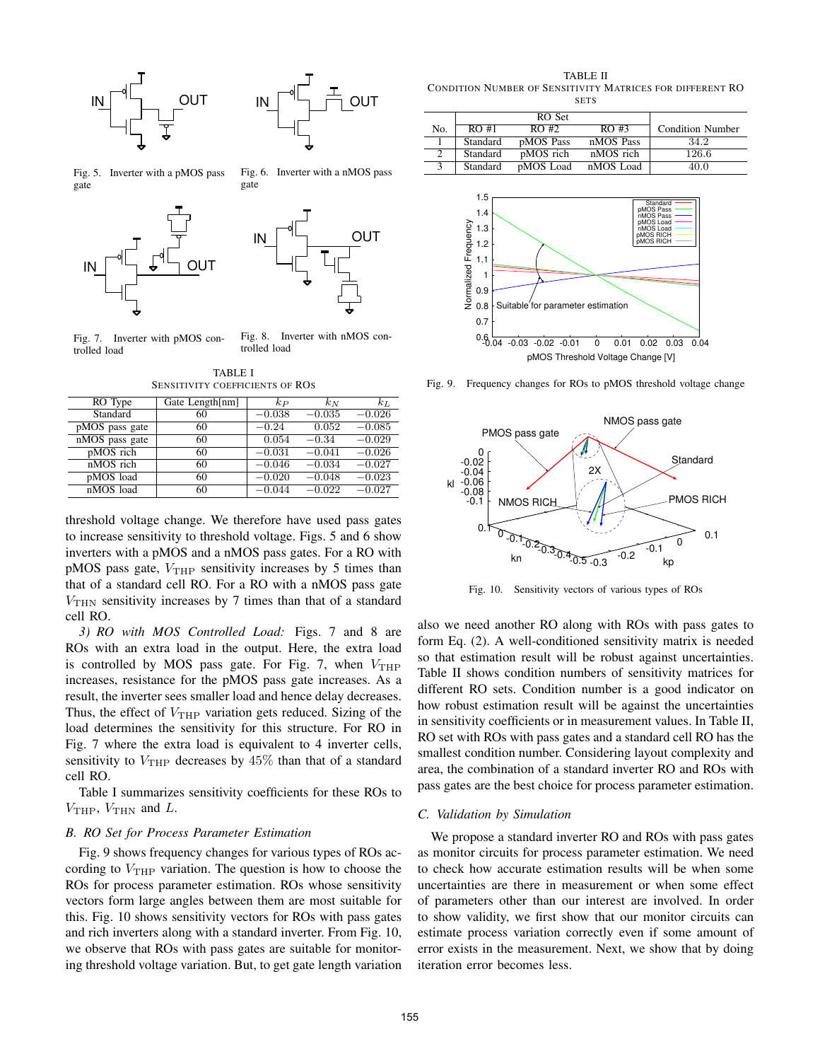IN OUT

Fig. 5. Inverter with a pMOS pass gate

IN OUT

Fig. 6. Inverter with a nMOS pass gate

IN OUT

Fig. 7. Inverter with pMOS controlled load

IN OUT

Fig. 8. Inverter with nMOS controlled load

TABLE I
SENSITIVITY COEFFICIENTS OF ROS

| RO Type | Gate Length[nm] | $k_P$ | $k_N$ | $k_L$ |
|---|---|---|---|---|
| Standard | 60 | −0.038 | −0.035 | −0.026 |
| pMOS pass gate | 60 | −0.24 | 0.052 | −0.085 |
| nMOS pass gate | 60 | 0.054 | −0.34 | −0.029 |
| pMOS rich | 60 | −0.031 | −0.041 | −0.026 |
| nMOS rich | 60 | −0.046 | −0.034 | −0.027 |
| pMOS load | 60 | −0.020 | −0.048 | −0.023 |
| nMOS load | 60 | −0.044 | −0.022 | −0.027 |

threshold voltage change. We therefore have used pass gates to increase sensitivity to threshold voltage. Figs. 5 and 6 show inverters with a pMOS and a nMOS pass gates. For a RO with pMOS pass gate, $V_{\mathrm{THP}}$ sensitivity increases by 5 times than that of a standard cell RO. For a RO with a nMOS pass gate $V_{\mathrm{THN}}$ sensitivity increases by 7 times than that of a standard cell RO.

*3) RO with MOS Controlled Load:* Figs. 7 and 8 are ROs with an extra load in the output. Here, the extra load is controlled by MOS pass gate. For Fig. 7, when $V_{\mathrm{THP}}$ increases, resistance for the pMOS pass gate increases. As a result, the inverter sees smaller load and hence delay decreases. Thus, the effect of $V_{\mathrm{THP}}$ variation gets reduced. Sizing of the load determines the sensitivity for this structure. For RO in Fig. 7 where the extra load is equivalent to 4 inverter cells, sensitivity to $V_{\mathrm{THP}}$ decreases by 45% than that of a standard cell RO.

Table I summarizes sensitivity coefficients for these ROs to $V_{\mathrm{THP}}$, $V_{\mathrm{THN}}$ and $L$.

### B. RO Set for Process Parameter Estimation

Fig. 9 shows frequency changes for various types of ROs according to $V_{\mathrm{THP}}$ variation. The question is how to choose the ROs for process parameter estimation. ROs whose sensitivity vectors form large angles between them are most suitable for this. Fig. 10 shows sensitivity vectors for ROs with pass gates and rich inverters along with a standard inverter. From Fig. 10, we observe that ROs with pass gates are suitable for monitoring threshold voltage variation. But, to get gate length variation also we need another RO along with ROs with pass gates to form Eq. (2). A well-conditioned sensitivity matrix is needed so that estimation result will be robust against uncertainties. Table II shows condition numbers of sensitivity matrices for different RO sets. Condition number is a good indicator on how robust estimation result will be against the uncertainties in sensitivity coefficients or in measurement values. In Table II, RO set with ROs with pass gates and a standard cell RO has the smallest condition number. Considering layout complexity and area, the combination of a standard inverter RO and ROs with pass gates are the best choice for process parameter estimation.

TABLE II
CONDITION NUMBER OF SENSITIVITY MATRICES FOR DIFFERENT RO SETS

| No. | RO Set | | | Condition Number |
|---|---|---|---|---|
| | RO #1 | RO #2 | RO #3 | |
| 1 | Standard | pMOS Pass | nMOS Pass | 34.2 |
| 2 | Standard | pMOS rich | nMOS rich | 126.6 |
| 3 | Standard | pMOS Load | nMOS Load | 40.0 |

Normalized Frequency
1.5
1.4
1.3
1.2
1.1
1
0.9
0.8
0.7
0.6
-0.04 -0.03 -0.02 -0.01 0 0.01 0.02 0.03 0.04
pMOS Threshold Voltage Change [V]
Standard
pMOS Pass
nMOS Pass
pMOS Load
nMOS Load
pMOS RICH
pMOS RICH
Suitable for parameter estimation

Fig. 9. Frequency changes for ROs to pMOS threshold voltage change

PMOS pass gate
NMOS pass gate
Standard
2X
NMOS RICH
PMOS RICH
kl
0
-0.02
-0.04
-0.06
-0.08
-0.1
0.1
0
-0.1
-0.2
-0.3
-0.4
-0.5
kn
-0.3
-0.2
-0.1
0
0.1
kp

Fig. 10. Sensitivity vectors of various types of ROs

### C. Validation by Simulation

We propose a standard inverter RO and ROs with pass gates as monitor circuits for process parameter estimation. We need to check how accurate estimation results will be when some uncertainties are there in measurement or when some effect of parameters other than our interest are involved. In order to show validity, we first show that our monitor circuits can estimate process variation correctly even if some amount of error exists in the measurement. Next, we show that by doing iteration error becomes less.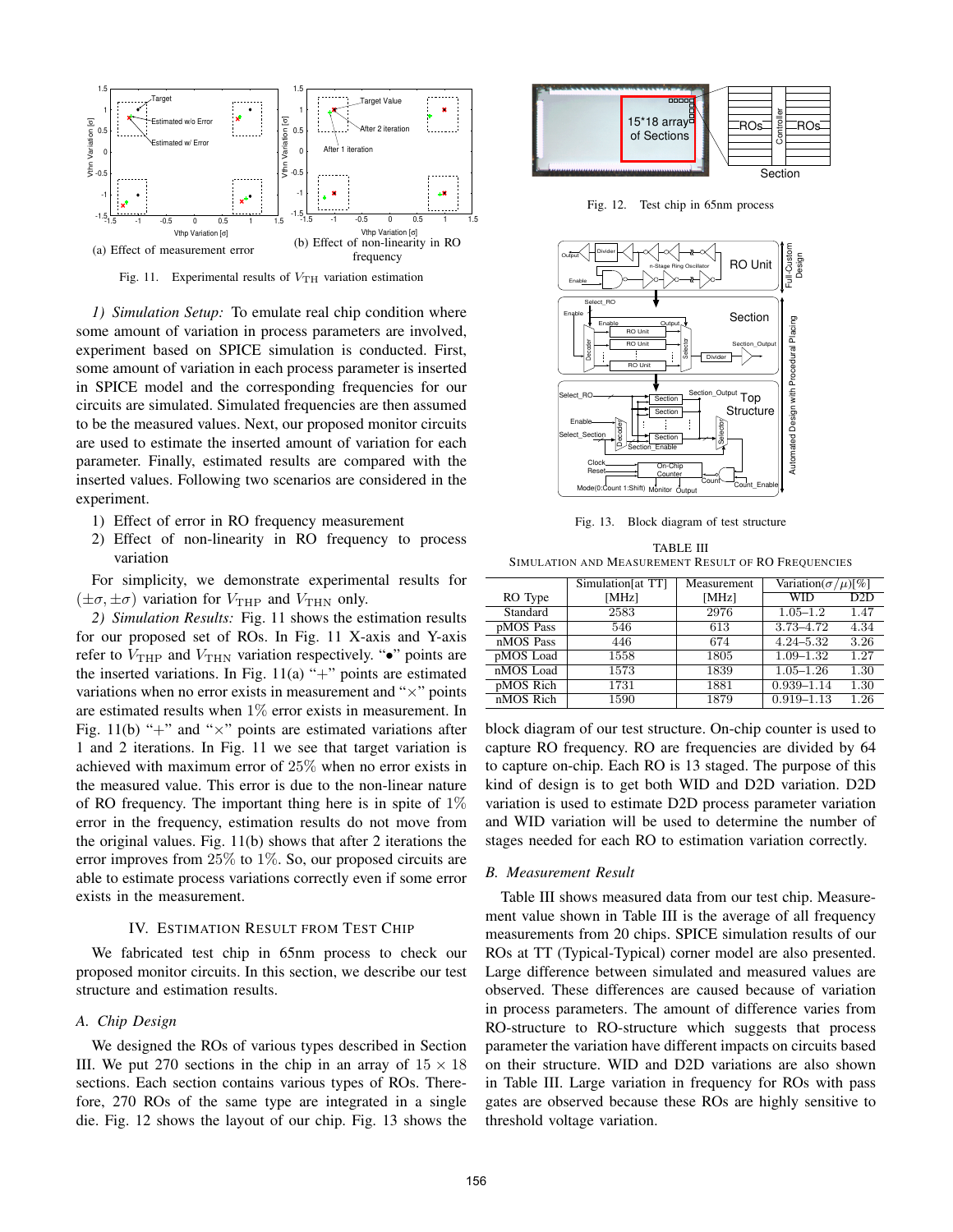Target

Estimated w/o Error

Estimated w/ Error

Vthn Variation [σ]

Vthp Variation [σ]

(a) Effect of measurement error

Target Value

After 2 iteration

After 1 iteration

Vthn Variation [σ]

Vthp Variation [σ]

(b) Effect of non-linearity in RO frequency

Fig. 11. Experimental results of $V_{\mathrm{TH}}$ variation estimation

*1) Simulation Setup:* To emulate real chip condition where some amount of variation in process parameters are involved, experiment based on SPICE simulation is conducted. First, some amount of variation in each process parameter is inserted in SPICE model and the corresponding frequencies for our circuits are simulated. Simulated frequencies are then assumed to be the measured values. Next, our proposed monitor circuits are used to estimate the inserted amount of variation for each parameter. Finally, estimated results are compared with the inserted values. Following two scenarios are considered in the experiment.

1) Effect of error in RO frequency measurement
2) Effect of non-linearity in RO frequency to process variation

For simplicity, we demonstrate experimental results for $(\pm\sigma, \pm\sigma)$ variation for $V_{\mathrm{THP}}$ and $V_{\mathrm{THN}}$ only.

*2) Simulation Results:* Fig. 11 shows the estimation results for our proposed set of ROs. In Fig. 11 X-axis and Y-axis refer to $V_{\mathrm{THP}}$ and $V_{\mathrm{THN}}$ variation respectively. "•" points are the inserted variations. In Fig. 11(a) "+" points are estimated variations when no error exists in measurement and "×" points are estimated results when 1% error exists in measurement. In Fig. 11(b) "+" and "×" points are estimated variations after 1 and 2 iterations. In Fig. 11 we see that target variation is achieved with maximum error of 25% when no error exists in the measured value. This error is due to the non-linear nature of RO frequency. The important thing here is in spite of 1% error in the frequency, estimation results do not move from the original values. Fig. 11(b) shows that after 2 iterations the error improves from 25% to 1%. So, our proposed circuits are able to estimate process variations correctly even if some error exists in the measurement.

## IV. Estimation Result from Test Chip

We fabricated test chip in 65nm process to check our proposed monitor circuits. In this section, we describe our test structure and estimation results.

### A. Chip Design

We designed the ROs of various types described in Section III. We put 270 sections in the chip in an array of $15 \times 18$ sections. Each section contains various types of ROs. Therefore, 270 ROs of the same type are integrated in a single die. Fig. 12 shows the layout of our chip. Fig. 13 shows the block diagram of our test structure. On-chip counter is used to capture RO frequency. RO are frequencies are divided by 64 to capture on-chip. Each RO is 13 staged. The purpose of this kind of design is to get both WID and D2D variation. D2D variation is used to estimate D2D process parameter variation and WID variation will be used to determine the number of stages needed for each RO to estimation variation correctly.

15*18 array of Sections

ROs

Controller

ROs

Section

Fig. 12. Test chip in 65nm process

Output

Divider

n-Stage Ring Oscillator

Enable

RO Unit

Full-Custom Design

Select_RO

Enable

Enable

Output

RO Unit

RO Unit

RO Unit

Decoder

Selector

Section

Section_Output

Divider

Select_RO

Section_Output

Section

Section

Section

Top Structure

Enable

Select_Section

Decoder

Section_Enable

Selector

Clock

Reset

On-Chip Counter

Count

Count_Enable

Mode(0:Count 1:Shift)

Monitor Output

Automated Design with Procedural Placing

Fig. 13. Block diagram of test structure

TABLE III
Simulation and Measurement Result of RO Frequencies

| RO Type | Simulation[at TT] [MHz] | Measurement [MHz] | Variation($\sigma/\mu$)[%] WID | D2D |
|---|---|---|---|---|
| Standard | 2583 | 2976 | 1.05–1.2 | 1.47 |
| pMOS Pass | 546 | 613 | 3.73–4.72 | 4.34 |
| nMOS Pass | 446 | 674 | 4.24–5.32 | 3.26 |
| pMOS Load | 1558 | 1805 | 1.09–1.32 | 1.27 |
| nMOS Load | 1573 | 1839 | 1.05–1.26 | 1.30 |
| pMOS Rich | 1731 | 1881 | 0.939–1.14 | 1.30 |
| nMOS Rich | 1590 | 1879 | 0.919–1.13 | 1.26 |

### B. Measurement Result

Table III shows measured data from our test chip. Measurement value shown in Table III is the average of all frequency measurements from 20 chips. SPICE simulation results of our ROs at TT (Typical-Typical) corner model are also presented. Large difference between simulated and measured values are observed. These differences are caused because of variation in process parameters. The amount of difference varies from RO-structure to RO-structure which suggests that process parameter the variation have different impacts on circuits based on their structure. WID and D2D variations are also shown in Table III. Large variation in frequency for ROs with pass gates are observed because these ROs are highly sensitive to threshold voltage variation.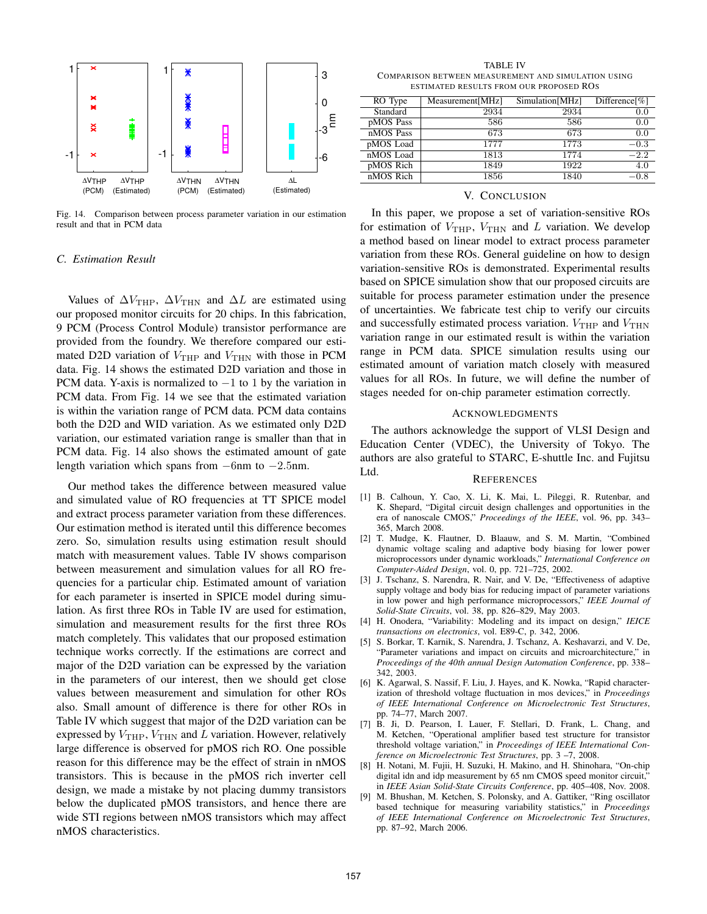1
-1
ΔVTHP (PCM)
ΔVTHP (Estimated)

1
-1
ΔVTHN (PCM)
ΔVTHN (Estimated)

3
0
-3
-6
nm
ΔL (Estimated)

Fig. 14. Comparison between process parameter variation in our estimation result and that in PCM data

### C. Estimation Result

Values of $\Delta V_{\mathrm{THP}}$, $\Delta V_{\mathrm{THN}}$ and $\Delta L$ are estimated using our proposed monitor circuits for 20 chips. In this fabrication, 9 PCM (Process Control Module) transistor performance are provided from the foundry. We therefore compared our estimated D2D variation of $V_{\mathrm{THP}}$ and $V_{\mathrm{THN}}$ with those in PCM data. Fig. 14 shows the estimated D2D variation and those in PCM data. Y-axis is normalized to $-1$ to $1$ by the variation in PCM data. From Fig. 14 we see that the estimated variation is within the variation range of PCM data. PCM data contains both the D2D and WID variation. As we estimated only D2D variation, our estimated variation range is smaller than that in PCM data. Fig. 14 also shows the estimated amount of gate length variation which spans from $-6$nm to $-2.5$nm.

Our method takes the difference between measured value and simulated value of RO frequencies at TT SPICE model and extract process parameter variation from these differences. Our estimation method is iterated until this difference becomes zero. So, simulation results using estimation result should match with measurement values. Table IV shows comparison between measurement and simulation values for all RO frequencies for a particular chip. Estimated amount of variation for each parameter is inserted in SPICE model during simulation. As first three ROs in Table IV are used for estimation, simulation and measurement results for the first three ROs match completely. This validates that our proposed estimation technique works correctly. If the estimations are correct and major of the D2D variation can be expressed by the variation in the parameters of our interest, then we should get close values between measurement and simulation for other ROs also. Small amount of difference is there for other ROs in Table IV which suggest that major of the D2D variation can be expressed by $V_{\mathrm{THP}}$, $V_{\mathrm{THN}}$ and $L$ variation. However, relatively large difference is observed for pMOS rich RO. One possible reason for this difference may be the effect of strain in nMOS transistors. This is because in the pMOS rich inverter cell design, we made a mistake by not placing dummy transistors below the duplicated pMOS transistors, and hence there are wide STI regions between nMOS transistors which may affect nMOS characteristics.

TABLE IV
COMPARISON BETWEEN MEASUREMENT AND SIMULATION USING ESTIMATED RESULTS FROM OUR PROPOSED ROS

| RO Type | Measurement[MHz] | Simulation[MHz] | Difference[%] |
|---|---|---|---|
| Standard | 2934 | 2934 | 0.0 |
| pMOS Pass | 586 | 586 | 0.0 |
| nMOS Pass | 673 | 673 | 0.0 |
| pMOS Load | 1777 | 1773 | $-0.3$ |
| nMOS Load | 1813 | 1774 | $-2.2$ |
| pMOS Rich | 1849 | 1922 | 4.0 |
| nMOS Rich | 1856 | 1840 | $-0.8$ |

## V. CONCLUSION

In this paper, we propose a set of variation-sensitive ROs for estimation of $V_{\mathrm{THP}}$, $V_{\mathrm{THN}}$ and $L$ variation. We develop a method based on linear model to extract process parameter variation from these ROs. General guideline on how to design variation-sensitive ROs is demonstrated. Experimental results based on SPICE simulation show that our proposed circuits are suitable for process parameter estimation under the presence of uncertainties. We fabricate test chip to verify our circuits and successfully estimated process variation. $V_{\mathrm{THP}}$ and $V_{\mathrm{THN}}$ variation range in our estimated result is within the variation range in PCM data. SPICE simulation results using our estimated amount of variation match closely with measured values for all ROs. In future, we will define the number of stages needed for on-chip parameter estimation correctly.

## ACKNOWLEDGMENTS

The authors acknowledge the support of VLSI Design and Education Center (VDEC), the University of Tokyo. The authors are also grateful to STARC, E-shuttle Inc. and Fujitsu Ltd.

## REFERENCES

[1] B. Calhoun, Y. Cao, X. Li, K. Mai, L. Pileggi, R. Rutenbar, and K. Shepard, "Digital circuit design challenges and opportunities in the era of nanoscale CMOS," *Proceedings of the IEEE*, vol. 96, pp. 343–365, March 2008.

[2] T. Mudge, K. Flautner, D. Blaauw, and S. M. Martin, "Combined dynamic voltage scaling and adaptive body biasing for lower power microprocessors under dynamic workloads," *International Conference on Computer-Aided Design*, vol. 0, pp. 721–725, 2002.

[3] J. Tschanz, S. Narendra, R. Nair, and V. De, "Effectiveness of adaptive supply voltage and body bias for reducing impact of parameter variations in low power and high performance microprocessors," *IEEE Journal of Solid-State Circuits*, vol. 38, pp. 826–829, May 2003.

[4] H. Onodera, "Variability: Modeling and its impact on design," *IEICE transactions on electronics*, vol. E89-C, p. 342, 2006.

[5] S. Borkar, T. Karnik, S. Narendra, J. Tschanz, A. Keshavarzi, and V. De, "Parameter variations and impact on circuits and microarchitecture," in *Proceedings of the 40th annual Design Automation Conference*, pp. 338–342, 2003.

[6] K. Agarwal, S. Nassif, F. Liu, J. Hayes, and K. Nowka, "Rapid characterization of threshold voltage fluctuation in mos devices," in *Proceedings of IEEE International Conference on Microelectronic Test Structures*, pp. 74–77, March 2007.

[7] B. Ji, D. Pearson, I. Lauer, F. Stellari, D. Frank, L. Chang, and M. Ketchen, "Operational amplifier based test structure for transistor threshold voltage variation," in *Proceedings of IEEE International Conference on Microelectronic Test Structures*, pp. 3 –7, 2008.

[8] H. Notani, M. Fujii, H. Suzuki, H. Makino, and H. Shinohara, "On-chip digital idn and idp measurement by 65 nm CMOS speed monitor circuit," in *IEEE Asian Solid-State Circuits Conference*, pp. 405–408, Nov. 2008.

[9] M. Bhushan, M. Ketchen, S. Polonsky, and A. Gattiker, "Ring oscillator based technique for measuring variability statistics," in *Proceedings of IEEE International Conference on Microelectronic Test Structures*, pp. 87–92, March 2006.